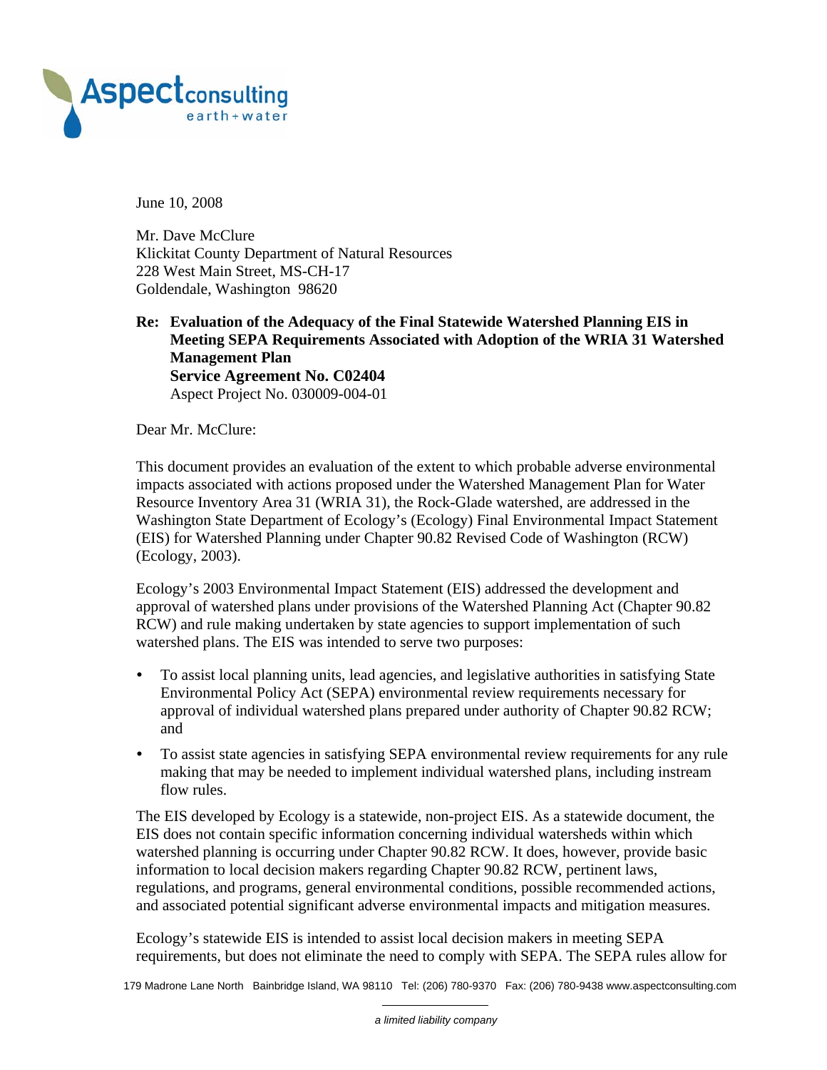**Aspect**consulting
earth+water

June 10, 2008

Mr. Dave McClure
Klickitat County Department of Natural Resources
228 West Main Street, MS-CH-17
Goldendale, Washington 98620

**Re: Evaluation of the Adequacy of the Final Statewide Watershed Planning EIS in Meeting SEPA Requirements Associated with Adoption of the WRIA 31 Watershed Management Plan**
**Service Agreement No. C02404**
Aspect Project No. 030009-004-01

Dear Mr. McClure:

This document provides an evaluation of the extent to which probable adverse environmental impacts associated with actions proposed under the Watershed Management Plan for Water Resource Inventory Area 31 (WRIA 31), the Rock-Glade watershed, are addressed in the Washington State Department of Ecology's (Ecology) Final Environmental Impact Statement (EIS) for Watershed Planning under Chapter 90.82 Revised Code of Washington (RCW) (Ecology, 2003).

Ecology's 2003 Environmental Impact Statement (EIS) addressed the development and approval of watershed plans under provisions of the Watershed Planning Act (Chapter 90.82 RCW) and rule making undertaken by state agencies to support implementation of such watershed plans. The EIS was intended to serve two purposes:

- To assist local planning units, lead agencies, and legislative authorities in satisfying State Environmental Policy Act (SEPA) environmental review requirements necessary for approval of individual watershed plans prepared under authority of Chapter 90.82 RCW; and
- To assist state agencies in satisfying SEPA environmental review requirements for any rule making that may be needed to implement individual watershed plans, including instream flow rules.

The EIS developed by Ecology is a statewide, non-project EIS. As a statewide document, the EIS does not contain specific information concerning individual watersheds within which watershed planning is occurring under Chapter 90.82 RCW. It does, however, provide basic information to local decision makers regarding Chapter 90.82 RCW, pertinent laws, regulations, and programs, general environmental conditions, possible recommended actions, and associated potential significant adverse environmental impacts and mitigation measures.

Ecology's statewide EIS is intended to assist local decision makers in meeting SEPA requirements, but does not eliminate the need to comply with SEPA. The SEPA rules allow for

179 Madrone Lane North Bainbridge Island, WA 98110 Tel: (206) 780-9370 Fax: (206) 780-9438 www.aspectconsulting.com

*a limited liability company*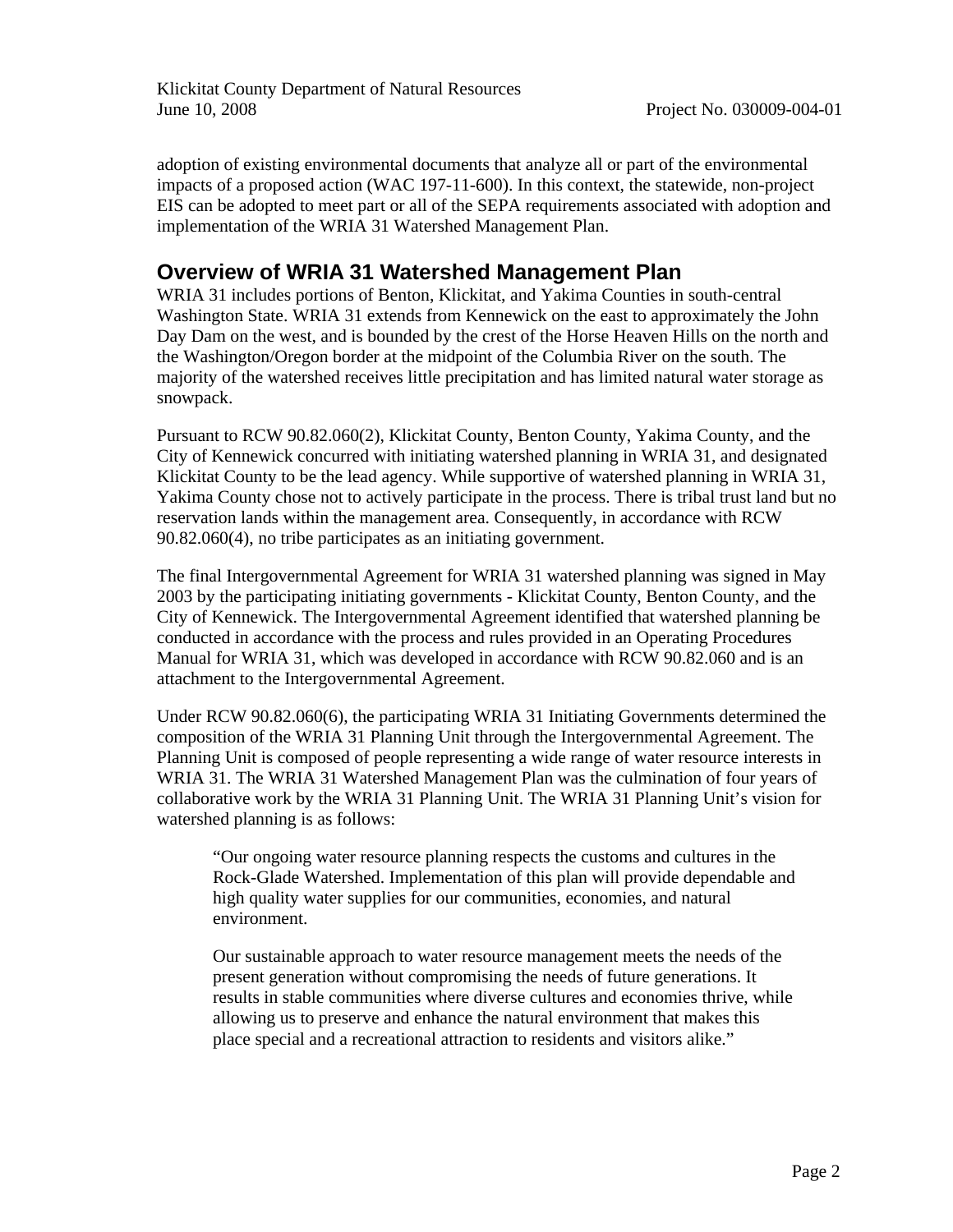adoption of existing environmental documents that analyze all or part of the environmental impacts of a proposed action (WAC 197-11-600). In this context, the statewide, non-project EIS can be adopted to meet part or all of the SEPA requirements associated with adoption and implementation of the WRIA 31 Watershed Management Plan.

## Overview of WRIA 31 Watershed Management Plan

WRIA 31 includes portions of Benton, Klickitat, and Yakima Counties in south-central Washington State. WRIA 31 extends from Kennewick on the east to approximately the John Day Dam on the west, and is bounded by the crest of the Horse Heaven Hills on the north and the Washington/Oregon border at the midpoint of the Columbia River on the south. The majority of the watershed receives little precipitation and has limited natural water storage as snowpack.

Pursuant to RCW 90.82.060(2), Klickitat County, Benton County, Yakima County, and the City of Kennewick concurred with initiating watershed planning in WRIA 31, and designated Klickitat County to be the lead agency. While supportive of watershed planning in WRIA 31, Yakima County chose not to actively participate in the process. There is tribal trust land but no reservation lands within the management area. Consequently, in accordance with RCW 90.82.060(4), no tribe participates as an initiating government.

The final Intergovernmental Agreement for WRIA 31 watershed planning was signed in May 2003 by the participating initiating governments - Klickitat County, Benton County, and the City of Kennewick. The Intergovernmental Agreement identified that watershed planning be conducted in accordance with the process and rules provided in an Operating Procedures Manual for WRIA 31, which was developed in accordance with RCW 90.82.060 and is an attachment to the Intergovernmental Agreement.

Under RCW 90.82.060(6), the participating WRIA 31 Initiating Governments determined the composition of the WRIA 31 Planning Unit through the Intergovernmental Agreement. The Planning Unit is composed of people representing a wide range of water resource interests in WRIA 31. The WRIA 31 Watershed Management Plan was the culmination of four years of collaborative work by the WRIA 31 Planning Unit. The WRIA 31 Planning Unit's vision for watershed planning is as follows:

> "Our ongoing water resource planning respects the customs and cultures in the Rock-Glade Watershed. Implementation of this plan will provide dependable and high quality water supplies for our communities, economies, and natural environment.
>
> Our sustainable approach to water resource management meets the needs of the present generation without compromising the needs of future generations. It results in stable communities where diverse cultures and economies thrive, while allowing us to preserve and enhance the natural environment that makes this place special and a recreational attraction to residents and visitors alike."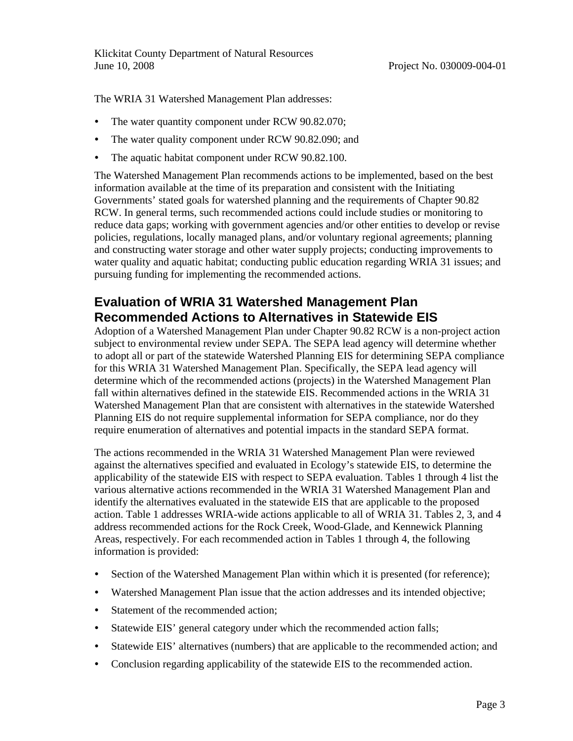The WRIA 31 Watershed Management Plan addresses:

- The water quantity component under RCW 90.82.070;
- The water quality component under RCW 90.82.090; and
- The aquatic habitat component under RCW 90.82.100.

The Watershed Management Plan recommends actions to be implemented, based on the best information available at the time of its preparation and consistent with the Initiating Governments' stated goals for watershed planning and the requirements of Chapter 90.82 RCW. In general terms, such recommended actions could include studies or monitoring to reduce data gaps; working with government agencies and/or other entities to develop or revise policies, regulations, locally managed plans, and/or voluntary regional agreements; planning and constructing water storage and other water supply projects; conducting improvements to water quality and aquatic habitat; conducting public education regarding WRIA 31 issues; and pursuing funding for implementing the recommended actions.

## Evaluation of WRIA 31 Watershed Management Plan Recommended Actions to Alternatives in Statewide EIS

Adoption of a Watershed Management Plan under Chapter 90.82 RCW is a non-project action subject to environmental review under SEPA. The SEPA lead agency will determine whether to adopt all or part of the statewide Watershed Planning EIS for determining SEPA compliance for this WRIA 31 Watershed Management Plan. Specifically, the SEPA lead agency will determine which of the recommended actions (projects) in the Watershed Management Plan fall within alternatives defined in the statewide EIS. Recommended actions in the WRIA 31 Watershed Management Plan that are consistent with alternatives in the statewide Watershed Planning EIS do not require supplemental information for SEPA compliance, nor do they require enumeration of alternatives and potential impacts in the standard SEPA format.

The actions recommended in the WRIA 31 Watershed Management Plan were reviewed against the alternatives specified and evaluated in Ecology's statewide EIS, to determine the applicability of the statewide EIS with respect to SEPA evaluation. Tables 1 through 4 list the various alternative actions recommended in the WRIA 31 Watershed Management Plan and identify the alternatives evaluated in the statewide EIS that are applicable to the proposed action. Table 1 addresses WRIA-wide actions applicable to all of WRIA 31. Tables 2, 3, and 4 address recommended actions for the Rock Creek, Wood-Glade, and Kennewick Planning Areas, respectively. For each recommended action in Tables 1 through 4, the following information is provided:

- Section of the Watershed Management Plan within which it is presented (for reference);
- Watershed Management Plan issue that the action addresses and its intended objective;
- Statement of the recommended action;
- Statewide EIS' general category under which the recommended action falls;
- Statewide EIS' alternatives (numbers) that are applicable to the recommended action; and
- Conclusion regarding applicability of the statewide EIS to the recommended action.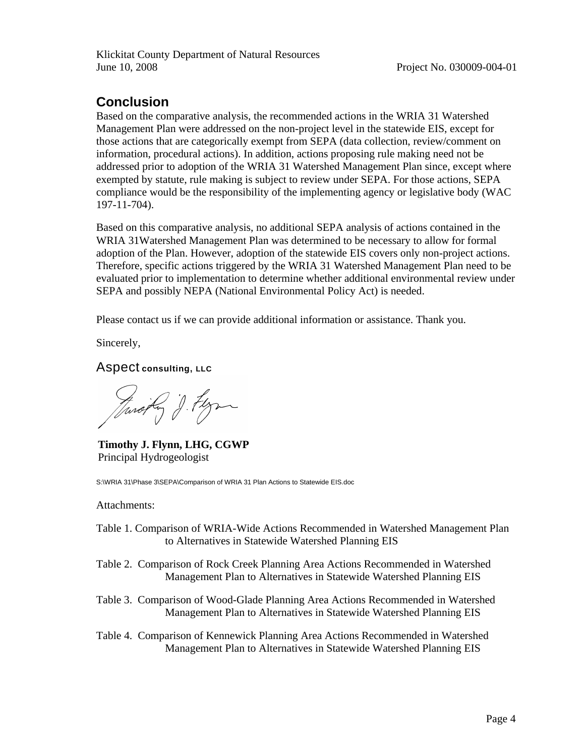## Conclusion

Based on the comparative analysis, the recommended actions in the WRIA 31 Watershed Management Plan were addressed on the non-project level in the statewide EIS, except for those actions that are categorically exempt from SEPA (data collection, review/comment on information, procedural actions). In addition, actions proposing rule making need not be addressed prior to adoption of the WRIA 31 Watershed Management Plan since, except where exempted by statute, rule making is subject to review under SEPA. For those actions, SEPA compliance would be the responsibility of the implementing agency or legislative body (WAC 197-11-704).

Based on this comparative analysis, no additional SEPA analysis of actions contained in the WRIA 31Watershed Management Plan was determined to be necessary to allow for formal adoption of the Plan. However, adoption of the statewide EIS covers only non-project actions. Therefore, specific actions triggered by the WRIA 31 Watershed Management Plan need to be evaluated prior to implementation to determine whether additional environmental review under SEPA and possibly NEPA (National Environmental Policy Act) is needed.

Please contact us if we can provide additional information or assistance. Thank you.

Sincerely,

Aspect **consulting, LLC**

**Timothy J. Flynn, LHG, CGWP**
Principal Hydrogeologist

S:\WRIA 31\Phase 3\SEPA\Comparison of WRIA 31 Plan Actions to Statewide EIS.doc

Attachments:

Table 1. Comparison of WRIA-Wide Actions Recommended in Watershed Management Plan to Alternatives in Statewide Watershed Planning EIS

Table 2. Comparison of Rock Creek Planning Area Actions Recommended in Watershed Management Plan to Alternatives in Statewide Watershed Planning EIS

Table 3. Comparison of Wood-Glade Planning Area Actions Recommended in Watershed Management Plan to Alternatives in Statewide Watershed Planning EIS

Table 4. Comparison of Kennewick Planning Area Actions Recommended in Watershed Management Plan to Alternatives in Statewide Watershed Planning EIS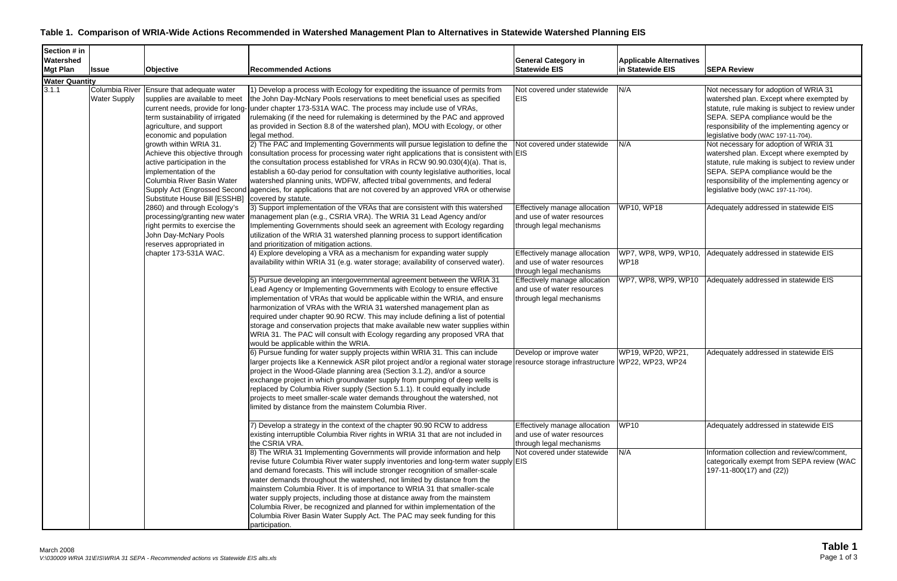# Table 1. Comparison of WRIA-Wide Actions Recommended in Watershed Management Plan to Alternatives in Statewide Watershed Planning EIS

| Section # in Watershed Mgt Plan | Issue | Objective | Recommended Actions | General Category in Statewide EIS | Applicable Alternatives in Statewide EIS | SEPA Review |
|---|---|---|---|---|---|---|
| **Water Quantity** | | | | | | |
| 3.1.1 | Columbia River Water Supply | Ensure that adequate water supplies are available to meet current needs, provide for long-term sustainability of irrigated agriculture, and support economic and population growth within WRIA 31. Achieve this objective through active participation in the implementation of the Columbia River Basin Water Supply Act (Engrossed Second Substitute House Bill [ESSHB] 2860) and through Ecology's processing/granting new water right permits to exercise the John Day-McNary Pools reserves appropriated in chapter 173-531A WAC. | 1) Develop a process with Ecology for expediting the issuance of permits from the John Day-McNary Pools reservations to meet beneficial uses as specified under chapter 173-531A WAC. The process may include use of VRAs, rulemaking (if the need for rulemaking is determined by the PAC and approved as provided in Section 8.8 of the watershed plan), MOU with Ecology, or other legal method. | Not covered under statewide EIS | N/A | Not necessary for adoption of WRIA 31 watershed plan. Except where exempted by statute, rule making is subject to review under SEPA. SEPA compliance would be the responsibility of the implementing agency or legislative body (WAC 197-11-704). |
| | | | 2) The PAC and Implementing Governments will pursue legislation to define the consultation process for processing water right applications that is consistent with the consultation process established for VRAs in RCW 90.90.030(4)(a). That is, establish a 60-day period for consultation with county legislative authorities, local watershed planning units, WDFW, affected tribal governments, and federal agencies, for applications that are not covered by an approved VRA or otherwise covered by statute. | Not covered under statewide EIS | N/A | Not necessary for adoption of WRIA 31 watershed plan. Except where exempted by statute, rule making is subject to review under SEPA. SEPA compliance would be the responsibility of the implementing agency or legislative body (WAC 197-11-704). |
| | | | 3) Support implementation of the VRAs that are consistent with this watershed management plan (e.g., CSRIA VRA). The WRIA 31 Lead Agency and/or Implementing Governments should seek an agreement with Ecology regarding utilization of the WRIA 31 watershed planning process to support identification and prioritization of mitigation actions. | Effectively manage allocation and use of water resources through legal mechanisms | WP10, WP18 | Adequately addressed in statewide EIS |
| | | | 4) Explore developing a VRA as a mechanism for expanding water supply availability within WRIA 31 (e.g. water storage; availability of conserved water). | Effectively manage allocation and use of water resources through legal mechanisms | WP7, WP8, WP9, WP10, WP18 | Adequately addressed in statewide EIS |
| | | | 5) Pursue developing an intergovernmental agreement between the WRIA 31 Lead Agency or Implementing Governments with Ecology to ensure effective implementation of VRAs that would be applicable within the WRIA, and ensure harmonization of VRAs with the WRIA 31 watershed management plan as required under chapter 90.90 RCW. This may include defining a list of potential storage and conservation projects that make available new water supplies within WRIA 31. The PAC will consult with Ecology regarding any proposed VRA that would be applicable within the WRIA. | Effectively manage allocation and use of water resources through legal mechanisms | WP7, WP8, WP9, WP10 | Adequately addressed in statewide EIS |
| | | | 6) Pursue funding for water supply projects within WRIA 31. This can include larger projects like a Kennewick ASR pilot project and/or a regional water storage project in the Wood-Glade planning area (Section 3.1.2), and/or a source exchange project in which groundwater supply from pumping of deep wells is replaced by Columbia River supply (Section 5.1.1). It could equally include projects to meet smaller-scale water demands throughout the watershed, not limited by distance from the mainstem Columbia River. | Develop or improve water resource storage infrastructure | WP19, WP20, WP21, WP22, WP23, WP24 | Adequately addressed in statewide EIS |
| | | | 7) Develop a strategy in the context of the chapter 90.90 RCW to address existing interruptible Columbia River rights in WRIA 31 that are not included in the CSRIA VRA. | Effectively manage allocation and use of water resources through legal mechanisms | WP10 | Adequately addressed in statewide EIS |
| | | | 8) The WRIA 31 Implementing Governments will provide information and help revise future Columbia River water supply inventories and long-term water supply and demand forecasts. This will include stronger recognition of smaller-scale water demands throughout the watershed, not limited by distance from the mainstem Columbia River. It is of importance to WRIA 31 that smaller-scale water supply projects, including those at distance away from the mainstem Columbia River, be recognized and planned for within implementation of the Columbia River Basin Water Supply Act. The PAC may seek funding for this participation. | Not covered under statewide EIS | N/A | Information collection and review/comment, categorically exempt from SEPA review (WAC 197-11-800(17) and (22)) |

March 2008
*V:\030009 WRIA 31\EIS\WRIA 31 SEPA - Recommended actions vs Statewide EIS alts.xls*

**Table 1**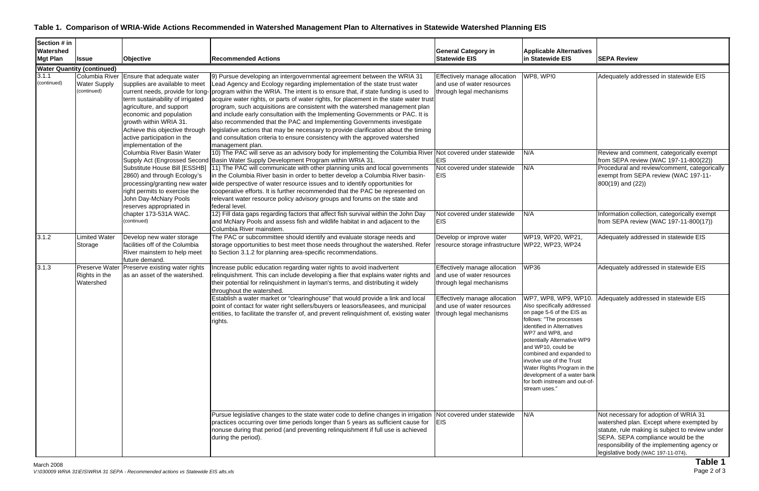## Table 1. Comparison of WRIA-Wide Actions Recommended in Watershed Management Plan to Alternatives in Statewide Watershed Planning EIS

| Section # in Watershed Mgt Plan | Issue | Objective | Recommended Actions | General Category in Statewide EIS | Applicable Alternatives in Statewide EIS | SEPA Review |
|---|---|---|---|---|---|---|
| **Water Quantity (continued)** | | | | | | |
| 3.1.1 (continued) | Columbia River Water Supply (continued) | Ensure that adequate water supplies are available to meet current needs, provide for long-term sustainability of irrigated agriculture, and support economic and population growth within WRIA 31. Achieve this objective through active participation in the implementation of the Columbia River Basin Water Supply Act (Engrossed Second Substitute House Bill [ESSHB] 2860) and through Ecology's processing/granting new water right permits to exercise the John Day-McNary Pools reserves appropriated in chapter 173-531A WAC. (continued) | 9) Pursue developing an intergovernmental agreement between the WRIA 31 Lead Agency and Ecology regarding implementation of the state trust water program within the WRIA. The intent is to ensure that, if state funding is used to acquire water rights, or parts of water rights, for placement in the state water trust program, such acquisitions are consistent with the watershed management plan and include early consultation with the Implementing Governments or PAC. It is also recommended that the PAC and Implementing Governments investigate legislative actions that may be necessary to provide clarification about the timing and consultation criteria to ensure consistency with the approved watershed management plan. | Effectively manage allocation and use of water resources through legal mechanisms | WP8, WP!0 | Adequately addressed in statewide EIS |
| | | | 10) The PAC will serve as an advisory body for implementing the Columbia River Basin Water Supply Development Program within WRIA 31. | Not covered under statewide EIS | N/A | Review and comment, categorically exempt from SEPA review (WAC 197-11-800(22)) |
| | | | 11) The PAC will communicate with other planning units and local governments in the Columbia River basin in order to better develop a Columbia River basin-wide perspective of water resource issues and to identify opportunities for cooperative efforts. It is further recommended that the PAC be represented on relevant water resource policy advisory groups and forums on the state and federal level. | Not covered under statewide EIS | N/A | Procedural and review/comment, categorically exempt from SEPA review (WAC 197-11-800(19) and (22)) |
| | | | 12) Fill data gaps regarding factors that affect fish survival within the John Day and McNary Pools and assess fish and wildlife habitat in and adjacent to the Columbia River mainstem. | Not covered under statewide EIS | N/A | Information collection, categorically exempt from SEPA review (WAC 197-11-800(17)) |
| 3.1.2 | Limited Water Storage | Develop new water storage facilities off of the Columbia River mainstem to help meet future demand. | The PAC or subcommittee should identify and evaluate storage needs and storage opportunities to best meet those needs throughout the watershed. Refer to Section 3.1.2 for planning area-specific recommendations. | Develop or improve water resource storage infrastructure | WP19, WP20, WP21, WP22, WP23, WP24 | Adequately addressed in statewide EIS |
| 3.1.3 | Preserve Water Rights in the Watershed | Preserve existing water rights as an asset of the watershed. | Increase public education regarding water rights to avoid inadvertent relinquishment. This can include developing a flier that explains water rights and their potential for relinquishment in layman's terms, and distributing it widely throughout the watershed. | Effectively manage allocation and use of water resources through legal mechanisms | WP36 | Adequately addressed in statewide EIS |
| | | | Establish a water market or "clearinghouse" that would provide a link and local point of contact for water right sellers/buyers or leasors/leasees, and municipal entities, to facilitate the transfer of, and prevent relinquishment of, existing water rights. | Effectively manage allocation and use of water resources through legal mechanisms | WP7, WP8, WP9, WP10. Also specifically addressed on page 5-6 of the EIS as follows: "The processes identified in Alternatives WP7 and WP8, and potentially Alternative WP9 and WP10, could be combined and expanded to involve use of the Trust Water Rights Program in the development of a water bank for both instream and out-of-stream uses." | Adequately addressed in statewide EIS |
| | | | Pursue legislative changes to the state water code to define changes in irrigation practices occurring over time periods longer than 5 years as sufficient cause for nonuse during that period (and preventing relinquishment if full use is achieved during the period). | Not covered under statewide EIS | N/A | Not necessary for adoption of WRIA 31 watershed plan. Except where exempted by statute, rule making is subject to review under SEPA. SEPA compliance would be the responsibility of the implementing agency or legislative body (WAC 197-11-074). |

March 2008
*V:\030009 WRIA 31\EIS\WRIA 31 SEPA - Recommended actions vs Statewide EIS alts.xls*

**Table 1**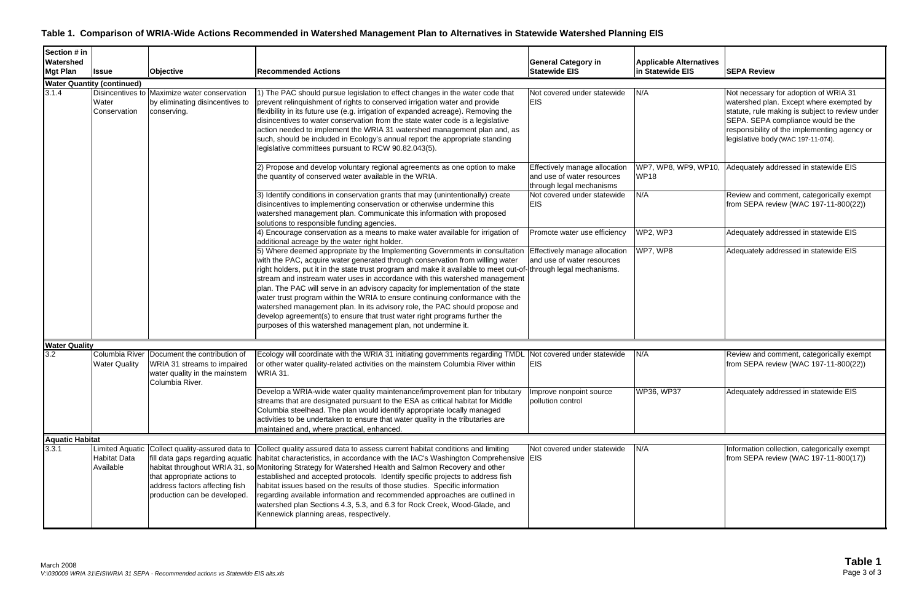## Table 1. Comparison of WRIA-Wide Actions Recommended in Watershed Management Plan to Alternatives in Statewide Watershed Planning EIS

| Section # in Watershed Mgt Plan | Issue | Objective | Recommended Actions | General Category in Statewide EIS | Applicable Alternatives in Statewide EIS | SEPA Review |
|---|---|---|---|---|---|---|
| **Water Quantity (continued)** | | | | | | |
| 3.1.4 | Disincentives to Water Conservation | Maximize water conservation by eliminating disincentives to conserving. | 1) The PAC should pursue legislation to effect changes in the water code that prevent relinquishment of rights to conserved irrigation water and provide flexibility in its future use (e.g. irrigation of expanded acreage). Removing the disincentives to water conservation from the state water code is a legislative action needed to implement the WRIA 31 watershed management plan and, as such, should be included in Ecology's annual report the appropriate standing legislative committees pursuant to RCW 90.82.043(5). | Not covered under statewide EIS | N/A | Not necessary for adoption of WRIA 31 watershed plan. Except where exempted by statute, rule making is subject to review under SEPA. SEPA compliance would be the responsibility of the implementing agency or legislative body (WAC 197-11-074). |
| | | | 2) Propose and develop voluntary regional agreements as one option to make the quantity of conserved water available in the WRIA. | Effectively manage allocation and use of water resources through legal mechanisms | WP7, WP8, WP9, WP10, WP18 | Adequately addressed in statewide EIS |
| | | | 3) Identify conditions in conservation grants that may (unintentionally) create disincentives to implementing conservation or otherwise undermine this watershed management plan. Communicate this information with proposed solutions to responsible funding agencies. | Not covered under statewide EIS | N/A | Review and comment, categorically exempt from SEPA review (WAC 197-11-800(22)) |
| | | | 4) Encourage conservation as a means to make water available for irrigation of additional acreage by the water right holder. | Promote water use efficiency | WP2, WP3 | Adequately addressed in statewide EIS |
| | | | 5) Where deemed appropriate by the Implementing Governments in consultation with the PAC, acquire water generated through conservation from willing water right holders, put it in the state trust program and make it available to meet out-of-stream and instream water uses in accordance with this watershed management plan. The PAC will serve in an advisory capacity for implementation of the state water trust program within the WRIA to ensure continuing conformance with the watershed management plan. In its advisory role, the PAC should propose and develop agreement(s) to ensure that trust water right programs further the purposes of this watershed management plan, not undermine it. | Effectively manage allocation and use of water resources through legal mechanisms. | WP7, WP8 | Adequately addressed in statewide EIS |
| **Water Quality** | | | | | | |
| 3.2 | Columbia River Water Quality | Document the contribution of WRIA 31 streams to impaired water quality in the mainstem Columbia River. | Ecology will coordinate with the WRIA 31 initiating governments regarding TMDL or other water quality-related activities on the mainstem Columbia River within WRIA 31. | Not covered under statewide EIS | N/A | Review and comment, categorically exempt from SEPA review (WAC 197-11-800(22)) |
| | | | Develop a WRIA-wide water quality maintenance/improvement plan for tributary streams that are designated pursuant to the ESA as critical habitat for Middle Columbia steelhead. The plan would identify appropriate locally managed activities to be undertaken to ensure that water quality in the tributaries are maintained and, where practical, enhanced. | Improve nonpoint source pollution control | WP36, WP37 | Adequately addressed in statewide EIS |
| **Aquatic Habitat** | | | | | | |
| 3.3.1 | Limited Aquatic Habitat Data Available | Collect quality-assured data to fill data gaps regarding aquatic habitat throughout WRIA 31, so that appropriate actions to address factors affecting fish production can be developed. | Collect quality assured data to assess current habitat conditions and limiting habitat characteristics, in accordance with the IAC's Washington Comprehensive Monitoring Strategy for Watershed Health and Salmon Recovery and other established and accepted protocols. Identify specific projects to address fish habitat issues based on the results of those studies. Specific information regarding available information and recommended approaches are outlined in watershed plan Sections 4.3, 5.3, and 6.3 for Rock Creek, Wood-Glade, and Kennewick planning areas, respectively. | Not covered under statewide EIS | N/A | Information collection, categorically exempt from SEPA review (WAC 197-11-800(17)) |

March 2008
*V:\030009 WRIA 31\EIS\WRIA 31 SEPA - Recommended actions vs Statewide EIS alts.xls*

**Table 1**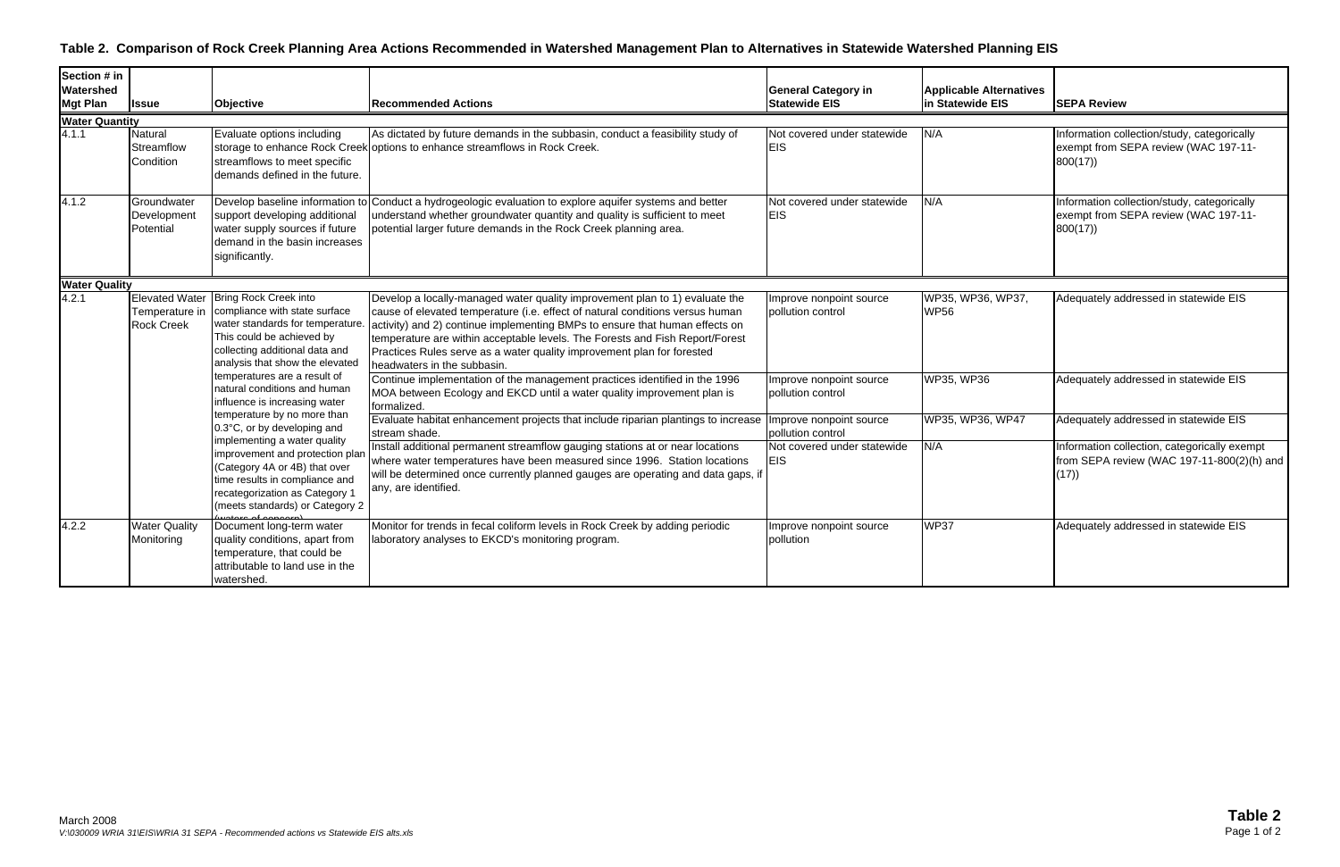## Table 2. Comparison of Rock Creek Planning Area Actions Recommended in Watershed Management Plan to Alternatives in Statewide Watershed Planning EIS

| Section # in Watershed Mgt Plan | Issue | Objective | Recommended Actions | General Category in Statewide EIS | Applicable Alternatives in Statewide EIS | SEPA Review |
|---|---|---|---|---|---|---|
| **Water Quantity** | | | | | | |
| 4.1.1 | Natural Streamflow Condition | Evaluate options including storage to enhance Rock Creek streamflows to meet specific demands defined in the future. | As dictated by future demands in the subbasin, conduct a feasibility study of options to enhance streamflows in Rock Creek. | Not covered under statewide EIS | N/A | Information collection/study, categorically exempt from SEPA review (WAC 197-11-800(17)) |
| 4.1.2 | Groundwater Development Potential | Develop baseline information to support developing additional water supply sources if future demand in the basin increases significantly. | Conduct a hydrogeologic evaluation to explore aquifer systems and better understand whether groundwater quantity and quality is sufficient to meet potential larger future demands in the Rock Creek planning area. | Not covered under statewide EIS | N/A | Information collection/study, categorically exempt from SEPA review (WAC 197-11-800(17)) |
| **Water Quality** | | | | | | |
| 4.2.1 | Elevated Water Temperature in Rock Creek | Bring Rock Creek into compliance with state surface water standards for temperature. This could be achieved by collecting additional data and analysis that show the elevated temperatures are a result of natural conditions and human influence is increasing water temperature by no more than 0.3°C, or by developing and implementing a water quality improvement and protection plan (Category 4A or 4B) that over time results in compliance and recategorization as Category 1 (meets standards) or Category 2 (waters of concern). | Develop a locally-managed water quality improvement plan to 1) evaluate the cause of elevated temperature (i.e. effect of natural conditions versus human activity) and 2) continue implementing BMPs to ensure that human effects on temperature are within acceptable levels. The Forests and Fish Report/Forest Practices Rules serve as a water quality improvement plan for forested headwaters in the subbasin. | Improve nonpoint source pollution control | WP35, WP36, WP37, WP56 | Adequately addressed in statewide EIS |
| | | | Continue implementation of the management practices identified in the 1996 MOA between Ecology and EKCD until a water quality improvement plan is formalized. | Improve nonpoint source pollution control | WP35, WP36 | Adequately addressed in statewide EIS |
| | | | Evaluate habitat enhancement projects that include riparian plantings to increase stream shade. | Improve nonpoint source pollution control | WP35, WP36, WP47 | Adequately addressed in statewide EIS |
| | | | Install additional permanent streamflow gauging stations at or near locations where water temperatures have been measured since 1996. Station locations will be determined once currently planned gauges are operating and data gaps, if any, are identified. | Not covered under statewide EIS | N/A | Information collection, categorically exempt from SEPA review (WAC 197-11-800(2)(h) and (17)) |
| 4.2.2 | Water Quality Monitoring | Document long-term water quality conditions, apart from temperature, that could be attributable to land use in the watershed. | Monitor for trends in fecal coliform levels in Rock Creek by adding periodic laboratory analyses to EKCD's monitoring program. | Improve nonpoint source pollution | WP37 | Adequately addressed in statewide EIS |

March 2008
*V:\030009 WRIA 31\EIS\WRIA 31 SEPA - Recommended actions vs Statewide EIS alts.xls*

**Table 2**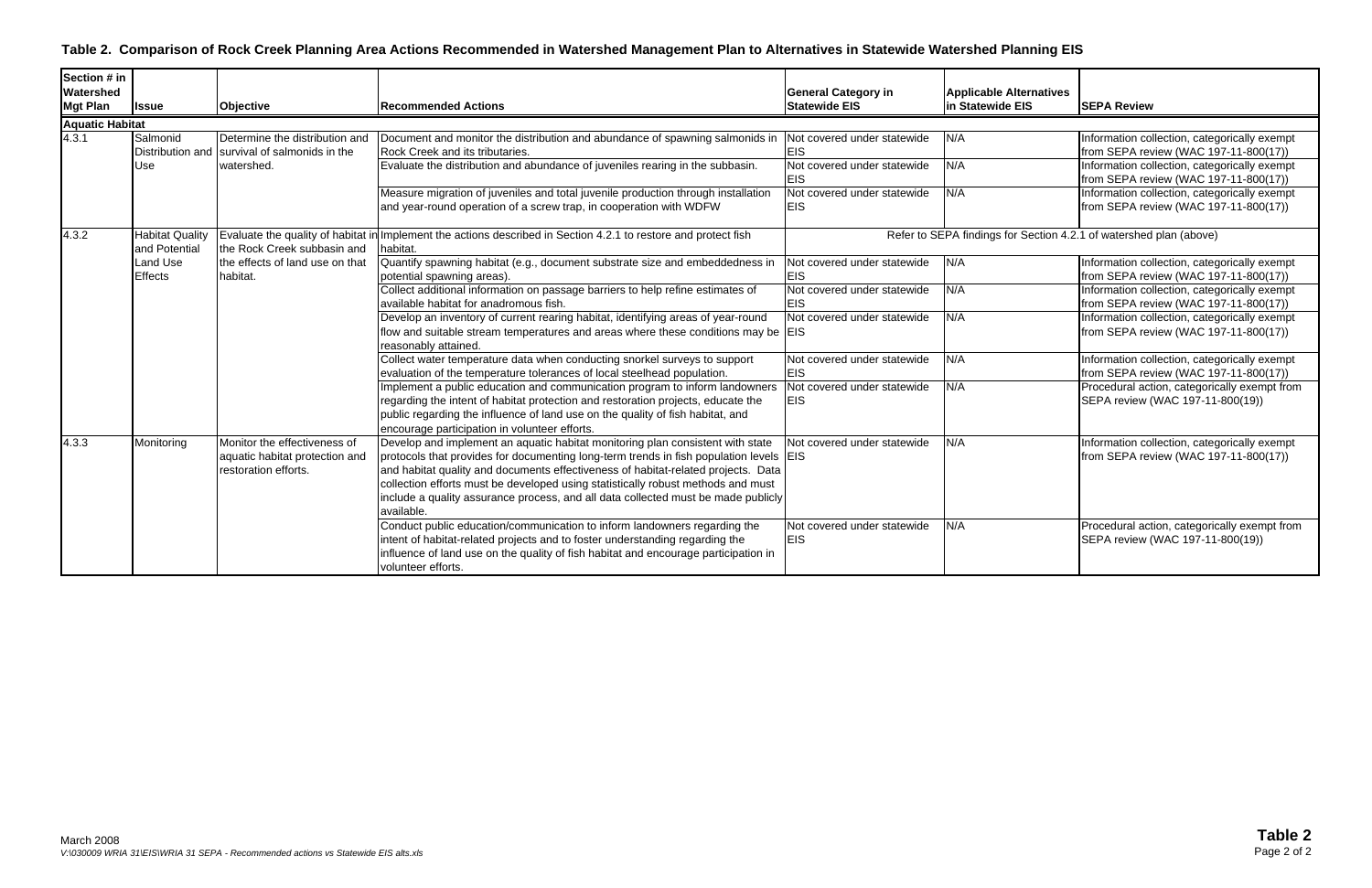## Table 2. Comparison of Rock Creek Planning Area Actions Recommended in Watershed Management Plan to Alternatives in Statewide Watershed Planning EIS

| Section # in Watershed Mgt Plan | Issue | Objective | Recommended Actions | General Category in Statewide EIS | Applicable Alternatives in Statewide EIS | SEPA Review |
|---|---|---|---|---|---|---|
| **Aquatic Habitat** | | | | | | |
| 4.3.1 | Salmonid Distribution and Use | Determine the distribution and survival of salmonids in the watershed. | Document and monitor the distribution and abundance of spawning salmonids in Rock Creek and its tributaries. | Not covered under statewide EIS | N/A | Information collection, categorically exempt from SEPA review (WAC 197-11-800(17)) |
| | | | Evaluate the distribution and abundance of juveniles rearing in the subbasin. | Not covered under statewide EIS | N/A | Information collection, categorically exempt from SEPA review (WAC 197-11-800(17)) |
| | | | Measure migration of juveniles and total juvenile production through installation and year-round operation of a screw trap, in cooperation with WDFW | Not covered under statewide EIS | N/A | Information collection, categorically exempt from SEPA review (WAC 197-11-800(17)) |
| 4.3.2 | Habitat Quality and Potential Land Use Effects | Evaluate the quality of habitat in the Rock Creek subbasin and the effects of land use on that habitat. | Implement the actions described in Section 4.2.1 to restore and protect fish habitat. | Refer to SEPA findings for Section 4.2.1 of watershed plan (above) | | |
| | | | Quantify spawning habitat (e.g., document substrate size and embeddedness in potential spawning areas). | Not covered under statewide EIS | N/A | Information collection, categorically exempt from SEPA review (WAC 197-11-800(17)) |
| | | | Collect additional information on passage barriers to help refine estimates of available habitat for anadromous fish. | Not covered under statewide EIS | N/A | Information collection, categorically exempt from SEPA review (WAC 197-11-800(17)) |
| | | | Develop an inventory of current rearing habitat, identifying areas of year-round flow and suitable stream temperatures and areas where these conditions may be reasonably attained. | Not covered under statewide EIS | N/A | Information collection, categorically exempt from SEPA review (WAC 197-11-800(17)) |
| | | | Collect water temperature data when conducting snorkel surveys to support evaluation of the temperature tolerances of local steelhead population. | Not covered under statewide EIS | N/A | Information collection, categorically exempt from SEPA review (WAC 197-11-800(17)) |
| | | | Implement a public education and communication program to inform landowners regarding the intent of habitat protection and restoration projects, educate the public regarding the influence of land use on the quality of fish habitat, and encourage participation in volunteer efforts. | Not covered under statewide EIS | N/A | Procedural action, categorically exempt from SEPA review (WAC 197-11-800(19)) |
| 4.3.3 | Monitoring | Monitor the effectiveness of aquatic habitat protection and restoration efforts. | Develop and implement an aquatic habitat monitoring plan consistent with state protocols that provides for documenting long-term trends in fish population levels and habitat quality and documents effectiveness of habitat-related projects. Data collection efforts must be developed using statistically robust methods and must include a quality assurance process, and all data collected must be made publicly available. | Not covered under statewide EIS | N/A | Information collection, categorically exempt from SEPA review (WAC 197-11-800(17)) |
| | | | Conduct public education/communication to inform landowners regarding the intent of habitat-related projects and to foster understanding regarding the influence of land use on the quality of fish habitat and encourage participation in volunteer efforts. | Not covered under statewide EIS | N/A | Procedural action, categorically exempt from SEPA review (WAC 197-11-800(19)) |

March 2008
*V:\030009 WRIA 31\EIS\WRIA 31 SEPA - Recommended actions vs Statewide EIS alts.xls*

**Table 2**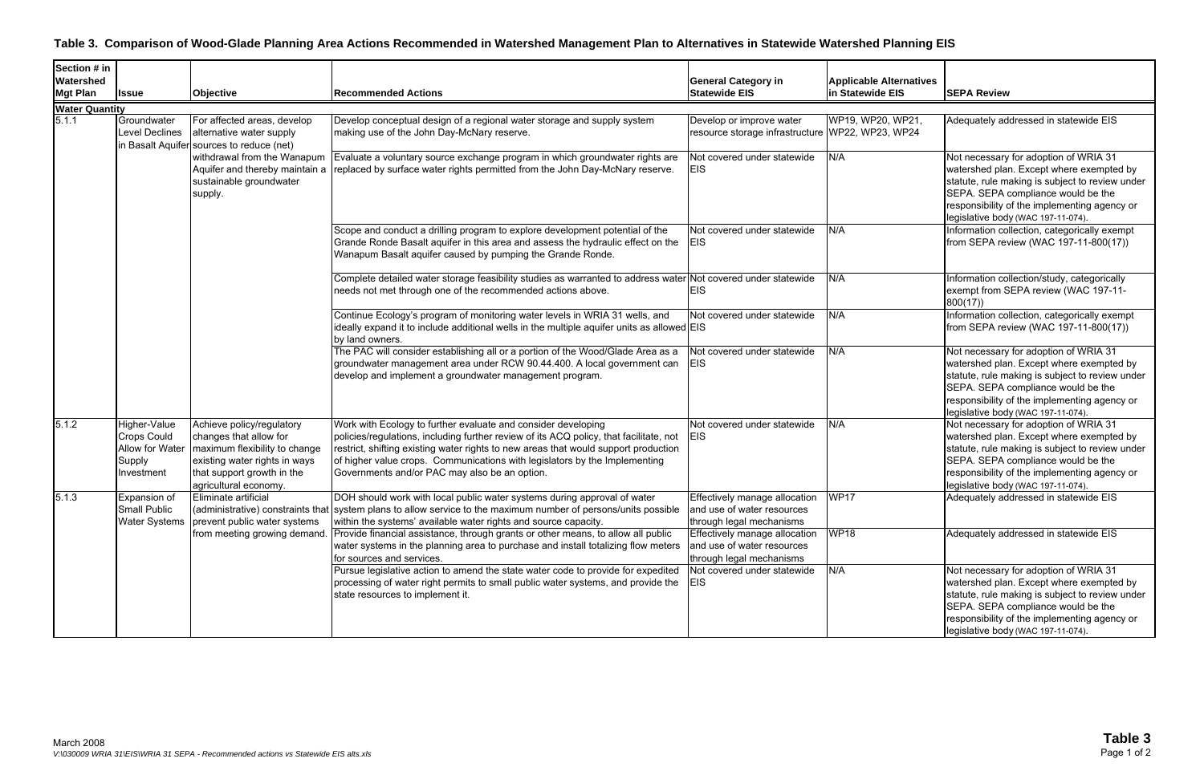## Table 3. Comparison of Wood-Glade Planning Area Actions Recommended in Watershed Management Plan to Alternatives in Statewide Watershed Planning EIS

| Section # in Watershed Mgt Plan | Issue | Objective | Recommended Actions | General Category in Statewide EIS | Applicable Alternatives in Statewide EIS | SEPA Review |
|---|---|---|---|---|---|---|
| **Water Quantity** | | | | | | |
| 5.1.1 | Groundwater Level Declines in Basalt Aquifer | For affected areas, develop alternative water supply sources to reduce (net) withdrawal from the Wanapum Aquifer and thereby maintain a sustainable groundwater supply. | Develop conceptual design of a regional water storage and supply system making use of the John Day-McNary reserve. | Develop or improve water resource storage infrastructure | WP19, WP20, WP21, WP22, WP23, WP24 | Adequately addressed in statewide EIS |
| | | | Evaluate a voluntary source exchange program in which groundwater rights are replaced by surface water rights permitted from the John Day-McNary reserve. | Not covered under statewide EIS | N/A | Not necessary for adoption of WRIA 31 watershed plan. Except where exempted by statute, rule making is subject to review under SEPA. SEPA compliance would be the responsibility of the implementing agency or legislative body (WAC 197-11-074). |
| | | | Scope and conduct a drilling program to explore development potential of the Grande Ronde Basalt aquifer in this area and assess the hydraulic effect on the Wanapum Basalt aquifer caused by pumping the Grande Ronde. | Not covered under statewide EIS | N/A | Information collection, categorically exempt from SEPA review (WAC 197-11-800(17)) |
| | | | Complete detailed water storage feasibility studies as warranted to address water needs not met through one of the recommended actions above. | Not covered under statewide EIS | N/A | Information collection/study, categorically exempt from SEPA review (WAC 197-11-800(17)) |
| | | | Continue Ecology's program of monitoring water levels in WRIA 31 wells, and ideally expand it to include additional wells in the multiple aquifer units as allowed by land owners. | Not covered under statewide EIS | N/A | Information collection, categorically exempt from SEPA review (WAC 197-11-800(17)) |
| | | | The PAC will consider establishing all or a portion of the Wood/Glade Area as a groundwater management area under RCW 90.44.400. A local government can develop and implement a groundwater management program. | Not covered under statewide EIS | N/A | Not necessary for adoption of WRIA 31 watershed plan. Except where exempted by statute, rule making is subject to review under SEPA. SEPA compliance would be the responsibility of the implementing agency or legislative body (WAC 197-11-074). |
| 5.1.2 | Higher-Value Crops Could Allow for Water Supply Investment | Achieve policy/regulatory changes that allow for maximum flexibility to change existing water rights in ways that support growth in the agricultural economy. | Work with Ecology to further evaluate and consider developing policies/regulations, including further review of its ACQ policy, that facilitate, not restrict, shifting existing water rights to new areas that would support production of higher value crops. Communications with legislators by the Implementing Governments and/or PAC may also be an option. | Not covered under statewide EIS | N/A | Not necessary for adoption of WRIA 31 watershed plan. Except where exempted by statute, rule making is subject to review under SEPA. SEPA compliance would be the responsibility of the implementing agency or legislative body (WAC 197-11-074). |
| 5.1.3 | Expansion of Small Public Water Systems | Eliminate artificial (administrative) constraints that prevent public water systems from meeting growing demand. | DOH should work with local public water systems during approval of water system plans to allow service to the maximum number of persons/units possible within the systems' available water rights and source capacity. | Effectively manage allocation and use of water resources through legal mechanisms | WP17 | Adequately addressed in statewide EIS |
| | | | Provide financial assistance, through grants or other means, to allow all public water systems in the planning area to purchase and install totalizing flow meters for sources and services. | Effectively manage allocation and use of water resources through legal mechanisms | WP18 | Adequately addressed in statewide EIS |
| | | | Pursue legislative action to amend the state water code to provide for expedited processing of water right permits to small public water systems, and provide the state resources to implement it. | Not covered under statewide EIS | N/A | Not necessary for adoption of WRIA 31 watershed plan. Except where exempted by statute, rule making is subject to review under SEPA. SEPA compliance would be the responsibility of the implementing agency or legislative body (WAC 197-11-074). |

March 2008
*V:\030009 WRIA 31\EIS\WRIA 31 SEPA - Recommended actions vs Statewide EIS alts.xls*

**Table 3**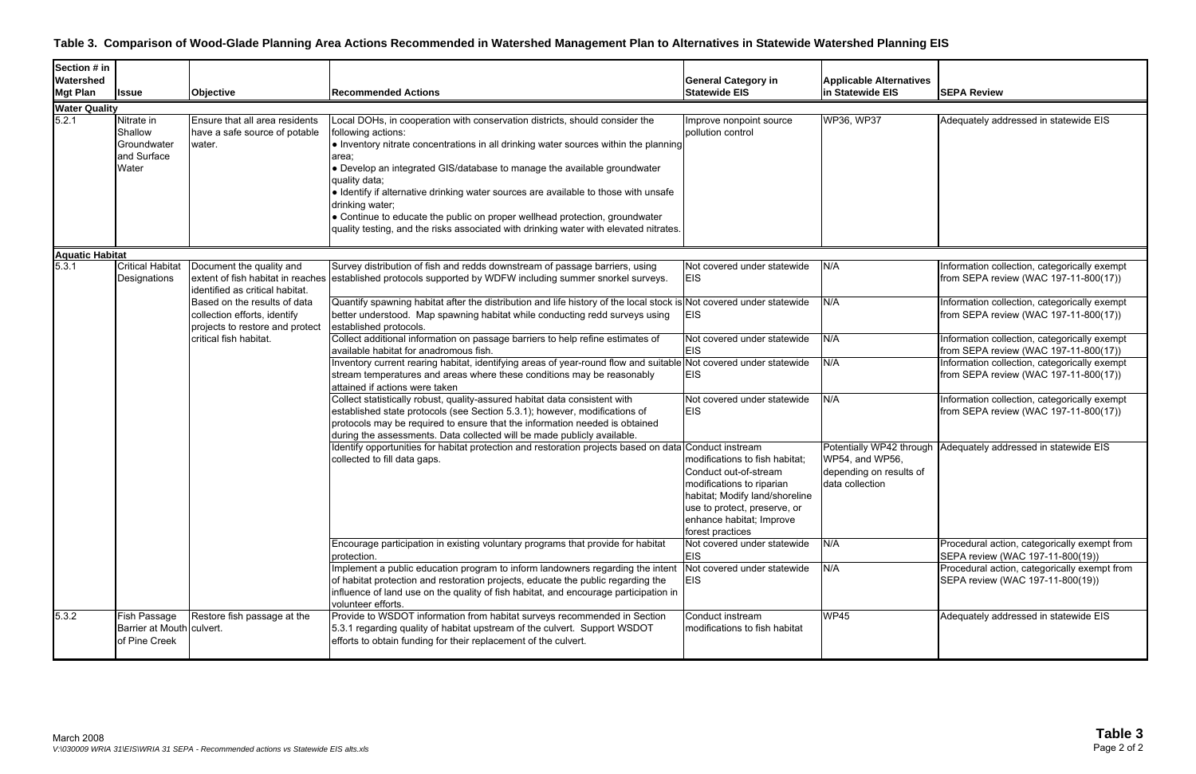# Table 3. Comparison of Wood-Glade Planning Area Actions Recommended in Watershed Management Plan to Alternatives in Statewide Watershed Planning EIS

| Section # in Watershed Mgt Plan | Issue | Objective | Recommended Actions | General Category in Statewide EIS | Applicable Alternatives in Statewide EIS | SEPA Review |
|---|---|---|---|---|---|---|
| **Water Quality** | | | | | | |
| 5.2.1 | Nitrate in Shallow Groundwater and Surface Water | Ensure that all area residents have a safe source of potable water. | Local DOHs, in cooperation with conservation districts, should consider the following actions:<br>• Inventory nitrate concentrations in all drinking water sources within the planning area;<br>• Develop an integrated GIS/database to manage the available groundwater quality data;<br>• Identify if alternative drinking water sources are available to those with unsafe drinking water;<br>• Continue to educate the public on proper wellhead protection, groundwater quality testing, and the risks associated with drinking water with elevated nitrates. | Improve nonpoint source pollution control | WP36, WP37 | Adequately addressed in statewide EIS |
| **Aquatic Habitat** | | | | | | |
| 5.3.1 | Critical Habitat Designations | Document the quality and extent of fish habitat in reaches identified as critical habitat. Based on the results of data collection efforts, identify projects to restore and protect critical fish habitat. | Survey distribution of fish and redds downstream of passage barriers, using established protocols supported by WDFW including summer snorkel surveys. | Not covered under statewide EIS | N/A | Information collection, categorically exempt from SEPA review (WAC 197-11-800(17)) |
| | | | Quantify spawning habitat after the distribution and life history of the local stock is better understood. Map spawning habitat while conducting redd surveys using established protocols. | Not covered under statewide EIS | N/A | Information collection, categorically exempt from SEPA review (WAC 197-11-800(17)) |
| | | | Collect additional information on passage barriers to help refine estimates of available habitat for anadromous fish. | Not covered under statewide EIS | N/A | Information collection, categorically exempt from SEPA review (WAC 197-11-800(17)) |
| | | | Inventory current rearing habitat, identifying areas of year-round flow and suitable stream temperatures and areas where these conditions may be reasonably attained if actions were taken | Not covered under statewide EIS | N/A | Information collection, categorically exempt from SEPA review (WAC 197-11-800(17)) |
| | | | Collect statistically robust, quality-assured habitat data consistent with established state protocols (see Section 5.3.1); however, modifications of protocols may be required to ensure that the information needed is obtained during the assessments. Data collected will be made publicly available. | Not covered under statewide EIS | N/A | Information collection, categorically exempt from SEPA review (WAC 197-11-800(17)) |
| | | | Identify opportunities for habitat protection and restoration projects based on data collected to fill data gaps. | Conduct instream modifications to fish habitat; Conduct out-of-stream modifications to riparian habitat; Modify land/shoreline use to protect, preserve, or enhance habitat; Improve forest practices | Potentially WP42 through WP54, and WP56, depending on results of data collection | Adequately addressed in statewide EIS |
| | | | Encourage participation in existing voluntary programs that provide for habitat protection. | Not covered under statewide EIS | N/A | Procedural action, categorically exempt from SEPA review (WAC 197-11-800(19)) |
| | | | Implement a public education program to inform landowners regarding the intent of habitat protection and restoration projects, educate the public regarding the influence of land use on the quality of fish habitat, and encourage participation in volunteer efforts. | Not covered under statewide EIS | N/A | Procedural action, categorically exempt from SEPA review (WAC 197-11-800(19)) |
| 5.3.2 | Fish Passage Barrier at Mouth of Pine Creek | Restore fish passage at the culvert. | Provide to WSDOT information from habitat surveys recommended in Section 5.3.1 regarding quality of habitat upstream of the culvert. Support WSDOT efforts to obtain funding for their replacement of the culvert. | Conduct instream modifications to fish habitat | WP45 | Adequately addressed in statewide EIS |

March 2008
*V:\030009 WRIA 31\EIS\WRIA 31 SEPA - Recommended actions vs Statewide EIS alts.xls*

**Table 3**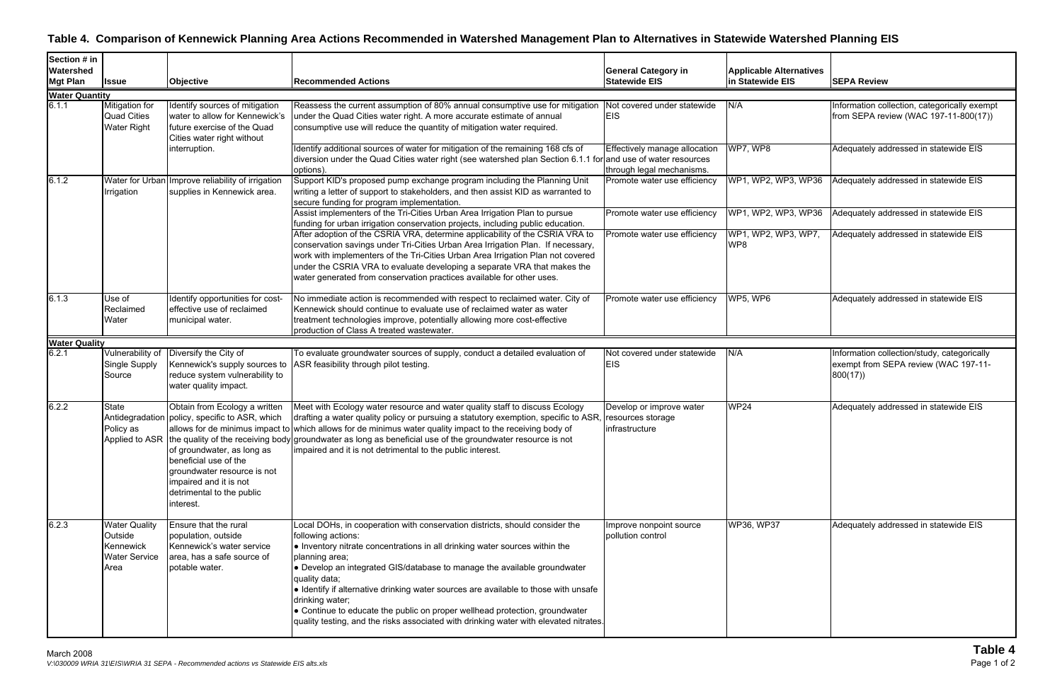## Table 4. Comparison of Kennewick Planning Area Actions Recommended in Watershed Management Plan to Alternatives in Statewide Watershed Planning EIS

| Section # in Watershed Mgt Plan | Issue | Objective | Recommended Actions | General Category in Statewide EIS | Applicable Alternatives in Statewide EIS | SEPA Review |
|---|---|---|---|---|---|---|
| **Water Quantity** | | | | | | |
| 6.1.1 | Mitigation for Quad Cities Water Right | Identify sources of mitigation water to allow for Kennewick's future exercise of the Quad Cities water right without interruption. | Reassess the current assumption of 80% annual consumptive use for mitigation under the Quad Cities water right. A more accurate estimate of annual consumptive use will reduce the quantity of mitigation water required. | Not covered under statewide EIS | N/A | Information collection, categorically exempt from SEPA review (WAC 197-11-800(17)) |
| | | | Identify additional sources of water for mitigation of the remaining 168 cfs of diversion under the Quad Cities water right (see watershed plan Section 6.1.1 for options). | Effectively manage allocation and use of water resources through legal mechanisms. | WP7, WP8 | Adequately addressed in statewide EIS |
| 6.1.2 | Water for Urban Irrigation | Improve reliability of irrigation supplies in Kennewick area. | Support KID's proposed pump exchange program including the Planning Unit writing a letter of support to stakeholders, and then assist KID as warranted to secure funding for program implementation. | Promote water use efficiency | WP1, WP2, WP3, WP36 | Adequately addressed in statewide EIS |
| | | | Assist implementers of the Tri-Cities Urban Area Irrigation Plan to pursue funding for urban irrigation conservation projects, including public education. | Promote water use efficiency | WP1, WP2, WP3, WP36 | Adequately addressed in statewide EIS |
| | | | After adoption of the CSRIA VRA, determine applicability of the CSRIA VRA to conservation savings under Tri-Cities Urban Area Irrigation Plan. If necessary, work with implementers of the Tri-Cities Urban Area Irrigation Plan not covered under the CSRIA VRA to evaluate developing a separate VRA that makes the water generated from conservation practices available for other uses. | Promote water use efficiency | WP1, WP2, WP3, WP7, WP8 | Adequately addressed in statewide EIS |
| 6.1.3 | Use of Reclaimed Water | Identify opportunities for cost-effective use of reclaimed municipal water. | No immediate action is recommended with respect to reclaimed water. City of Kennewick should continue to evaluate use of reclaimed water as water treatment technologies improve, potentially allowing more cost-effective production of Class A treated wastewater. | Promote water use efficiency | WP5, WP6 | Adequately addressed in statewide EIS |
| **Water Quality** | | | | | | |
| 6.2.1 | Vulnerability of Single Supply Source | Diversify the City of Kennewick's supply sources to reduce system vulnerability to water quality impact. | To evaluate groundwater sources of supply, conduct a detailed evaluation of ASR feasibility through pilot testing. | Not covered under statewide EIS | N/A | Information collection/study, categorically exempt from SEPA review (WAC 197-11-800(17)) |
| 6.2.2 | State Antidegradation Policy as Applied to ASR | Obtain from Ecology a written policy, specific to ASR, which allows for de minimus impact to the quality of the receiving body of groundwater, as long as beneficial use of the groundwater resource is not impaired and it is not detrimental to the public interest. | Meet with Ecology water resource and water quality staff to discuss Ecology drafting a water quality policy or pursuing a statutory exemption, specific to ASR, which allows for de minimus water quality impact to the receiving body of groundwater as long as beneficial use of the groundwater resource is not impaired and it is not detrimental to the public interest. | Develop or improve water resources storage infrastructure | WP24 | Adequately addressed in statewide EIS |
| 6.2.3 | Water Quality Outside Kennewick Water Service Area | Ensure that the rural population, outside Kennewick's water service area, has a safe source of potable water. | Local DOHs, in cooperation with conservation districts, should consider the following actions: • Inventory nitrate concentrations in all drinking water sources within the planning area; • Develop an integrated GIS/database to manage the available groundwater quality data; • Identify if alternative drinking water sources are available to those with unsafe drinking water; • Continue to educate the public on proper wellhead protection, groundwater quality testing, and the risks associated with drinking water with elevated nitrates. | Improve nonpoint source pollution control | WP36, WP37 | Adequately addressed in statewide EIS |

March 2008
*V:\030009 WRIA 31\EIS\WRIA 31 SEPA - Recommended actions vs Statewide EIS alts.xls*

**Table 4**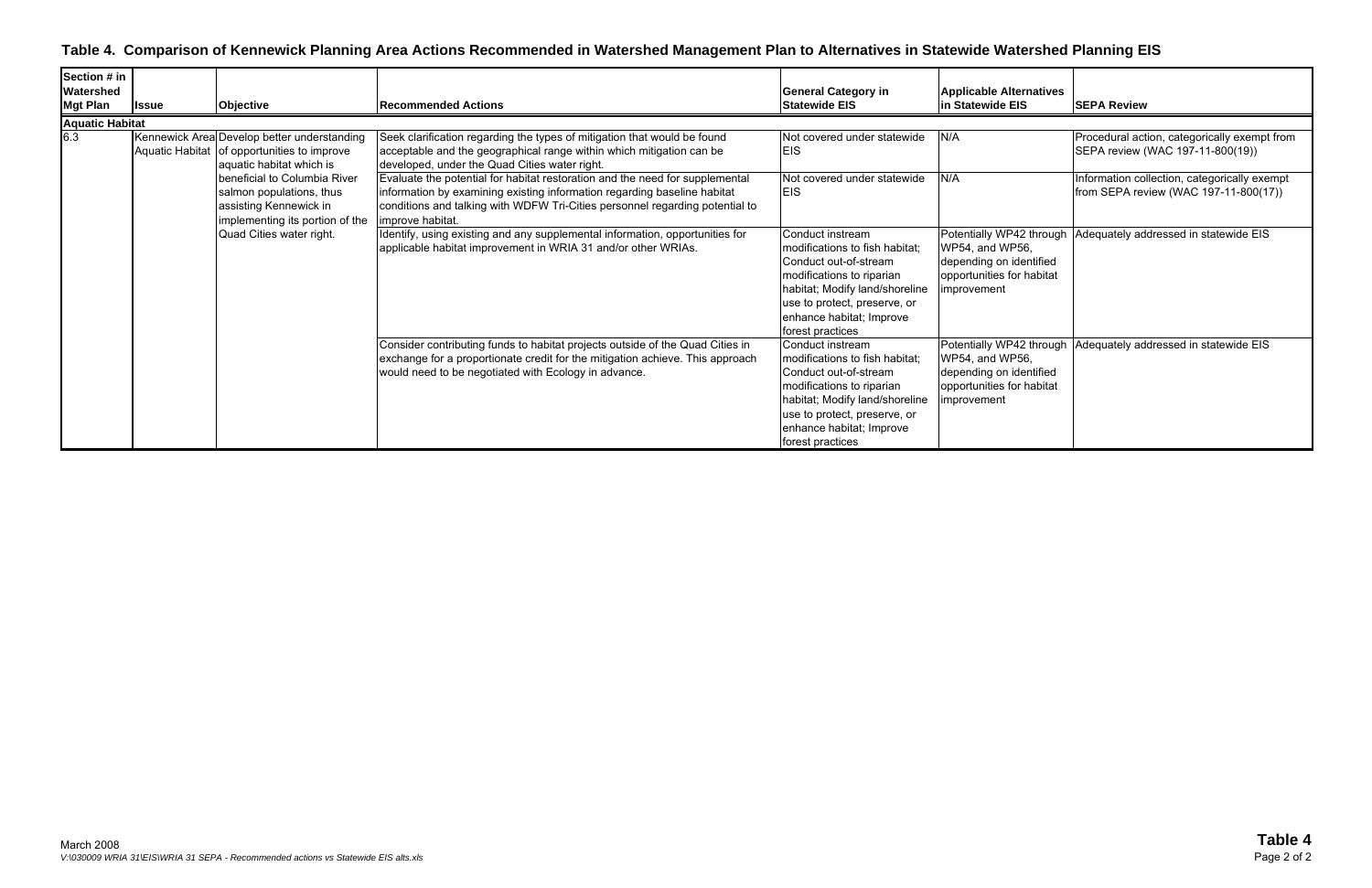## Table 4. Comparison of Kennewick Planning Area Actions Recommended in Watershed Management Plan to Alternatives in Statewide Watershed Planning EIS

| Section # in Watershed Mgt Plan | Issue | Objective | Recommended Actions | General Category in Statewide EIS | Applicable Alternatives in Statewide EIS | SEPA Review |
|---|---|---|---|---|---|---|
| **Aquatic Habitat** | | | | | | |
| 6.3 | Kennewick Area Aquatic Habitat | Develop better understanding of opportunities to improve aquatic habitat which is beneficial to Columbia River salmon populations, thus assisting Kennewick in implementing its portion of the Quad Cities water right. | Seek clarification regarding the types of mitigation that would be found acceptable and the geographical range within which mitigation can be developed, under the Quad Cities water right. | Not covered under statewide EIS | N/A | Procedural action, categorically exempt from SEPA review (WAC 197-11-800(19)) |
| | | | Evaluate the potential for habitat restoration and the need for supplemental information by examining existing information regarding baseline habitat conditions and talking with WDFW Tri-Cities personnel regarding potential to improve habitat. | Not covered under statewide EIS | N/A | Information collection, categorically exempt from SEPA review (WAC 197-11-800(17)) |
| | | | Identify, using existing and any supplemental information, opportunities for applicable habitat improvement in WRIA 31 and/or other WRIAs. | Conduct instream modifications to fish habitat; Conduct out-of-stream modifications to riparian habitat; Modify land/shoreline use to protect, preserve, or enhance habitat; Improve forest practices | Potentially WP42 through WP54, and WP56, depending on identified opportunities for habitat improvement | Adequately addressed in statewide EIS |
| | | | Consider contributing funds to habitat projects outside of the Quad Cities in exchange for a proportionate credit for the mitigation achieve. This approach would need to be negotiated with Ecology in advance. | Conduct instream modifications to fish habitat; Conduct out-of-stream modifications to riparian habitat; Modify land/shoreline use to protect, preserve, or enhance habitat; Improve forest practices | Potentially WP42 through WP54, and WP56, depending on identified opportunities for habitat improvement | Adequately addressed in statewide EIS |

March 2008
*V:\030009 WRIA 31\EIS\WRIA 31 SEPA - Recommended actions vs Statewide EIS alts.xls*

**Table 4**